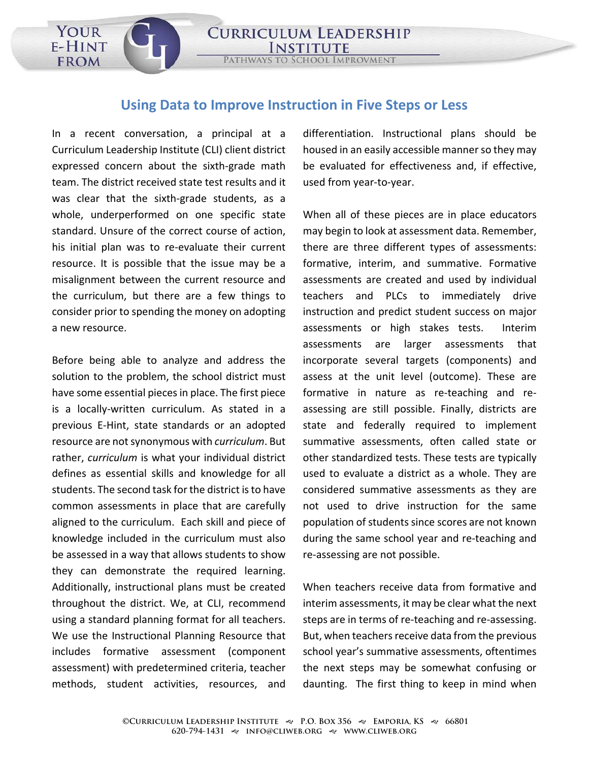# Using Data to Improve Instruction in Five Steps or Less

In a recent conversation, a principal at a Curriculum Leadership Institute (CLI) client district expressed concern about the sixth-grade math team. The district received state test results and it was clear that the sixth-grade students, as a whole, underperformed on one specific state standard. Unsure of the correct course of action, his initial plan was to re-evaluate their current resource. It is possible that the issue may be a misalignment between the current resource and the curriculum, but there are a few things to consider prior to spending the money on adopting a new resource.

Before being able to analyze and address the solution to the problem, the school district must have some essential pieces in place. The first piece is a locally-written curriculum. As stated in a previous E-Hint, state standards or an adopted resource are not synonymous with *curriculum*. But rather, *curriculum* is what your individual district defines as essential skills and knowledge for all students. The second task for the district is to have common assessments in place that are carefully aligned to the curriculum. Each skill and piece of knowledge included in the curriculum must also be assessed in a way that allows students to show they can demonstrate the required learning. Additionally, instructional plans must be created throughout the district. We, at CLI, recommend using a standard planning format for all teachers. We use the Instructional Planning Resource that includes formative assessment (component assessment) with predetermined criteria, teacher methods, student activities, resources, and differentiation. Instructional plans should be housed in an easily accessible manner so they may be evaluated for effectiveness and, if effective, used from year-to-year.

When all of these pieces are in place educators may begin to look at assessment data. Remember, there are three different types of assessments: formative, interim, and summative. Formative assessments are created and used by individual teachers and PLCs to immediately drive instruction and predict student success on major assessments or high stakes tests. Interim assessments are larger assessments that incorporate several targets (components) and assess at the unit level (outcome). These are formative in nature as re-teaching and re-assessing are still possible. Finally, districts are state and federally required to implement summative assessments, often called state or other standardized tests. These tests are typically used to evaluate a district as a whole. They are considered summative assessments as they are not used to drive instruction for the same population of students since scores are not known during the same school year and re-teaching and re-assessing are not possible.

When teachers receive data from formative and interim assessments, it may be clear what the next steps are in terms of re-teaching and re-assessing. But, when teachers receive data from the previous school year's summative assessments, oftentimes the next steps may be somewhat confusing or daunting. The first thing to keep in mind when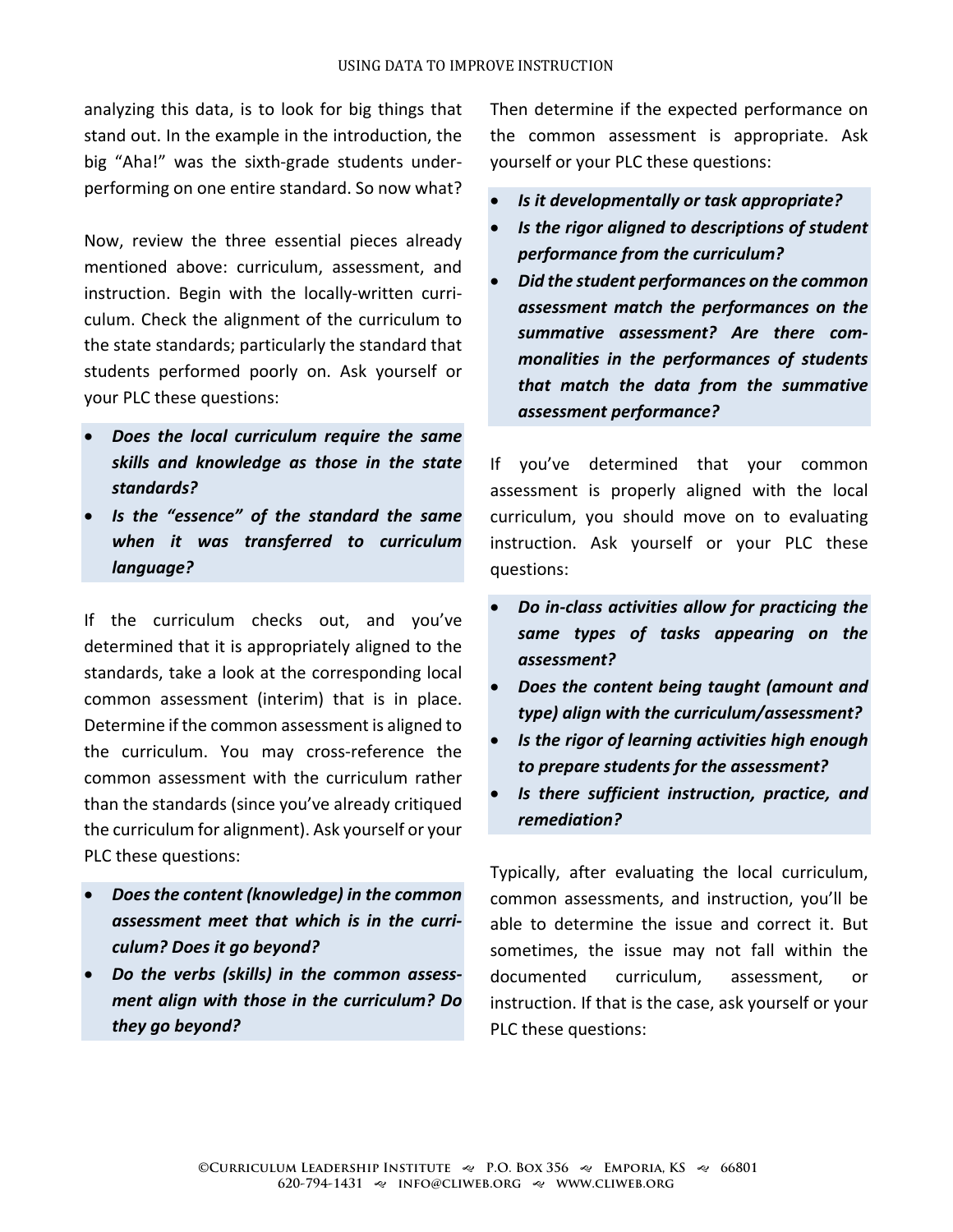analyzing this data, is to look for big things that stand out. In the example in the introduction, the big "Aha!" was the sixth-grade students under-performing on one entire standard. So now what?

Now, review the three essential pieces already mentioned above: curriculum, assessment, and instruction. Begin with the locally-written curriculum. Check the alignment of the curriculum to the state standards; particularly the standard that students performed poorly on. Ask yourself or your PLC these questions:

- ***Does the local curriculum require the same skills and knowledge as those in the state standards?***
- ***Is the "essence" of the standard the same when it was transferred to curriculum language?***

If the curriculum checks out, and you've determined that it is appropriately aligned to the standards, take a look at the corresponding local common assessment (interim) that is in place. Determine if the common assessment is aligned to the curriculum. You may cross-reference the common assessment with the curriculum rather than the standards (since you've already critiqued the curriculum for alignment). Ask yourself or your PLC these questions:

- ***Does the content (knowledge) in the common assessment meet that which is in the curriculum? Does it go beyond?***
- ***Do the verbs (skills) in the common assessment align with those in the curriculum? Do they go beyond?***

Then determine if the expected performance on the common assessment is appropriate. Ask yourself or your PLC these questions:

- ***Is it developmentally or task appropriate?***
- ***Is the rigor aligned to descriptions of student performance from the curriculum?***
- ***Did the student performances on the common assessment match the performances on the summative assessment? Are there commonalities in the performances of students that match the data from the summative assessment performance?***

If you've determined that your common assessment is properly aligned with the local curriculum, you should move on to evaluating instruction. Ask yourself or your PLC these questions:

- ***Do in-class activities allow for practicing the same types of tasks appearing on the assessment?***
- ***Does the content being taught (amount and type) align with the curriculum/assessment?***
- ***Is the rigor of learning activities high enough to prepare students for the assessment?***
- ***Is there sufficient instruction, practice, and remediation?***

Typically, after evaluating the local curriculum, common assessments, and instruction, you'll be able to determine the issue and correct it. But sometimes, the issue may not fall within the documented curriculum, assessment, or instruction. If that is the case, ask yourself or your PLC these questions: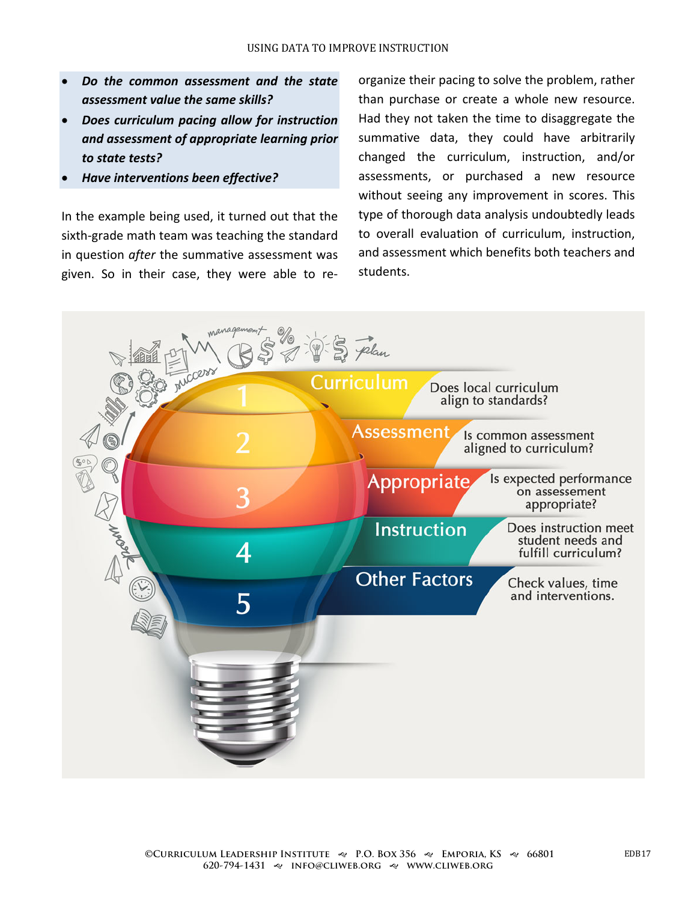- ***Do the common assessment and the state assessment value the same skills?***
- ***Does curriculum pacing allow for instruction and assessment of appropriate learning prior to state tests?***
- ***Have interventions been effective?***

In the example being used, it turned out that the sixth-grade math team was teaching the standard in question *after* the summative assessment was given. So in their case, they were able to re-organize their pacing to solve the problem, rather than purchase or create a whole new resource. Had they not taken the time to disaggregate the summative data, they could have arbitrarily changed the curriculum, instruction, and/or assessments, or purchased a new resource without seeing any improvement in scores. This type of thorough data analysis undoubtedly leads to overall evaluation of curriculum, instruction, and assessment which benefits both teachers and students.

1 Curriculum — Does local curriculum align to standards?

2 Assessment — Is common assessment aligned to curriculum?

3 Appropriate — Is expected performance on assessement appropriate?

4 Instruction — Does instruction meet student needs and fulfill curriculum?

5 Other Factors — Check values, time and interventions.